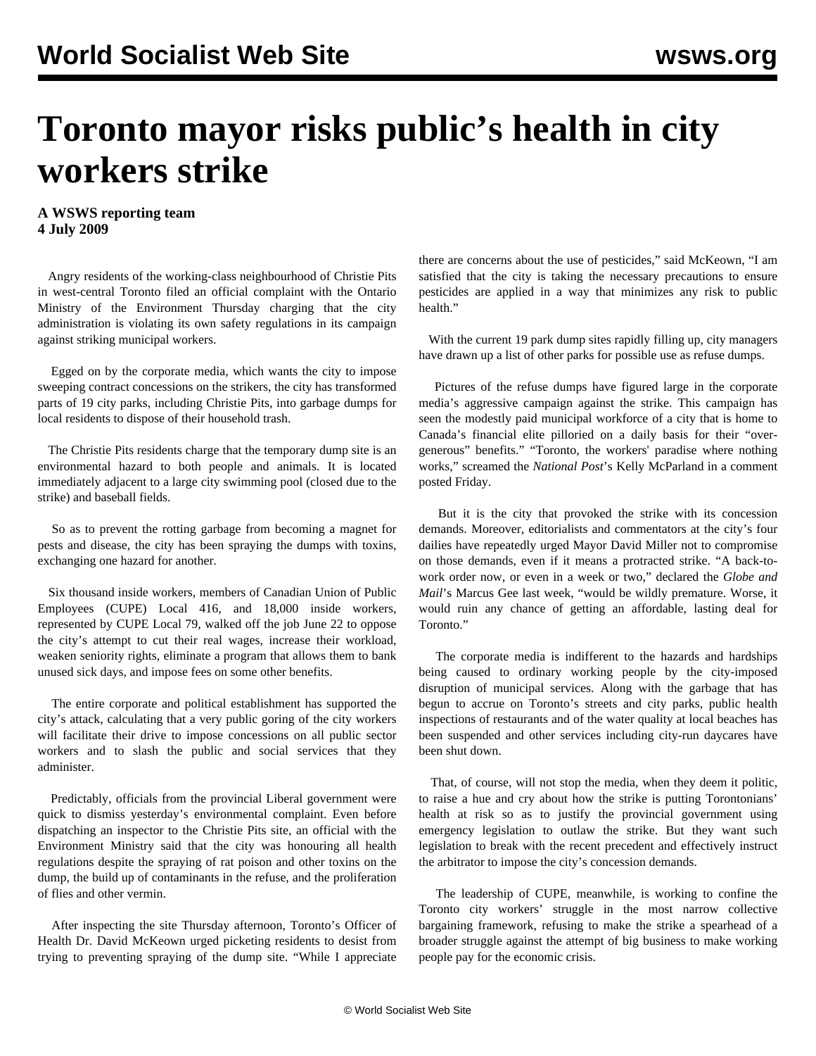# Toronto mayor risks public's health in city workers strike

**A WSWS reporting team**
**4 July 2009**

Angry residents of the working-class neighbourhood of Christie Pits in west-central Toronto filed an official complaint with the Ontario Ministry of the Environment Thursday charging that the city administration is violating its own safety regulations in its campaign against striking municipal workers.

Egged on by the corporate media, which wants the city to impose sweeping contract concessions on the strikers, the city has transformed parts of 19 city parks, including Christie Pits, into garbage dumps for local residents to dispose of their household trash.

The Christie Pits residents charge that the temporary dump site is an environmental hazard to both people and animals. It is located immediately adjacent to a large city swimming pool (closed due to the strike) and baseball fields.

So as to prevent the rotting garbage from becoming a magnet for pests and disease, the city has been spraying the dumps with toxins, exchanging one hazard for another.

Six thousand inside workers, members of Canadian Union of Public Employees (CUPE) Local 416, and 18,000 inside workers, represented by CUPE Local 79, walked off the job June 22 to oppose the city's attempt to cut their real wages, increase their workload, weaken seniority rights, eliminate a program that allows them to bank unused sick days, and impose fees on some other benefits.

The entire corporate and political establishment has supported the city's attack, calculating that a very public goring of the city workers will facilitate their drive to impose concessions on all public sector workers and to slash the public and social services that they administer.

Predictably, officials from the provincial Liberal government were quick to dismiss yesterday's environmental complaint. Even before dispatching an inspector to the Christie Pits site, an official with the Environment Ministry said that the city was honouring all health regulations despite the spraying of rat poison and other toxins on the dump, the build up of contaminants in the refuse, and the proliferation of flies and other vermin.

After inspecting the site Thursday afternoon, Toronto's Officer of Health Dr. David McKeown urged picketing residents to desist from trying to preventing spraying of the dump site. "While I appreciate there are concerns about the use of pesticides," said McKeown, "I am satisfied that the city is taking the necessary precautions to ensure pesticides are applied in a way that minimizes any risk to public health."

With the current 19 park dump sites rapidly filling up, city managers have drawn up a list of other parks for possible use as refuse dumps.

Pictures of the refuse dumps have figured large in the corporate media's aggressive campaign against the strike. This campaign has seen the modestly paid municipal workforce of a city that is home to Canada's financial elite pilloried on a daily basis for their "over-generous" benefits." "Toronto, the workers' paradise where nothing works," screamed the *National Post*'s Kelly McParland in a comment posted Friday.

But it is the city that provoked the strike with its concession demands. Moreover, editorialists and commentators at the city's four dailies have repeatedly urged Mayor David Miller not to compromise on those demands, even if it means a protracted strike. "A back-to-work order now, or even in a week or two," declared the *Globe and Mail*'s Marcus Gee last week, "would be wildly premature. Worse, it would ruin any chance of getting an affordable, lasting deal for Toronto."

The corporate media is indifferent to the hazards and hardships being caused to ordinary working people by the city-imposed disruption of municipal services. Along with the garbage that has begun to accrue on Toronto's streets and city parks, public health inspections of restaurants and of the water quality at local beaches has been suspended and other services including city-run daycares have been shut down.

That, of course, will not stop the media, when they deem it politic, to raise a hue and cry about how the strike is putting Torontonians' health at risk so as to justify the provincial government using emergency legislation to outlaw the strike. But they want such legislation to break with the recent precedent and effectively instruct the arbitrator to impose the city's concession demands.

The leadership of CUPE, meanwhile, is working to confine the Toronto city workers' struggle in the most narrow collective bargaining framework, refusing to make the strike a spearhead of a broader struggle against the attempt of big business to make working people pay for the economic crisis.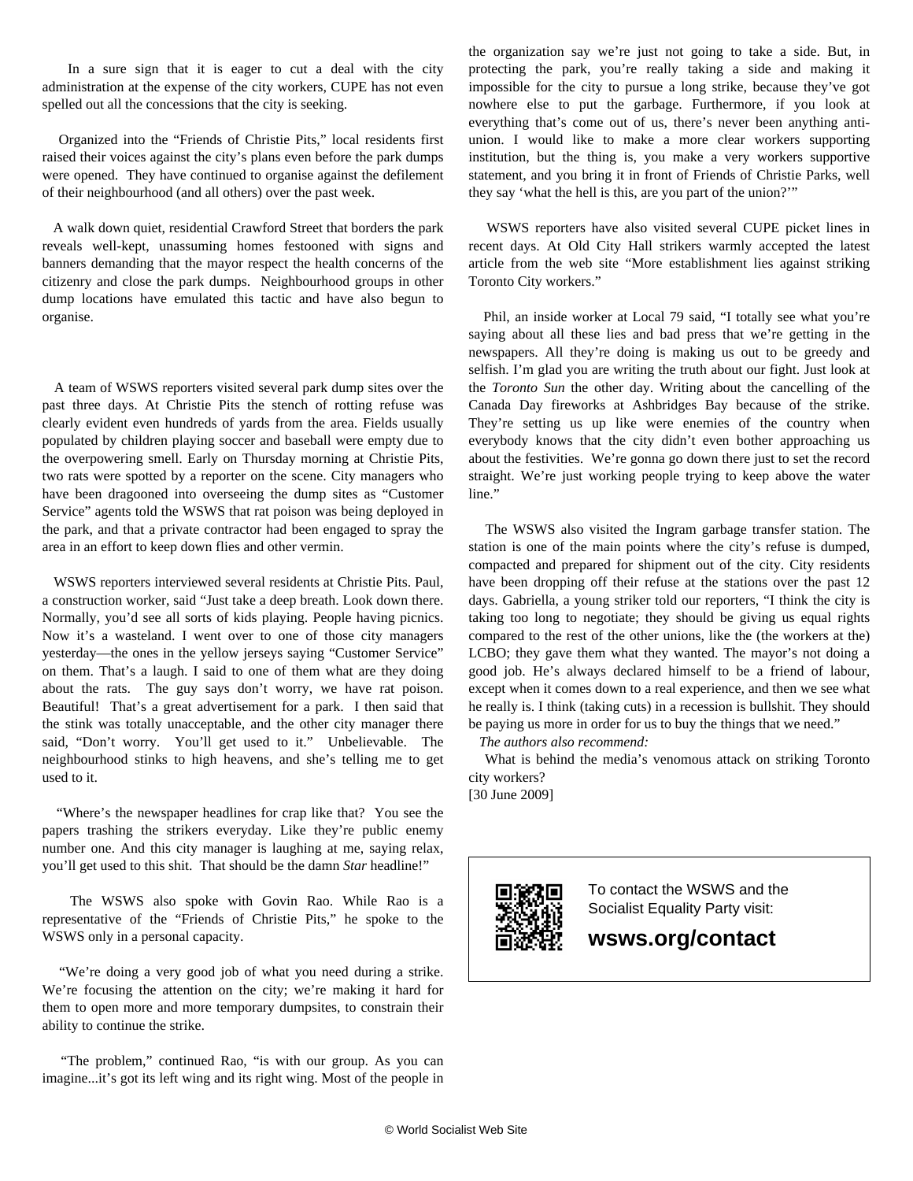In a sure sign that it is eager to cut a deal with the city administration at the expense of the city workers, CUPE has not even spelled out all the concessions that the city is seeking.

Organized into the "Friends of Christie Pits," local residents first raised their voices against the city's plans even before the park dumps were opened. They have continued to organise against the defilement of their neighbourhood (and all others) over the past week.

A walk down quiet, residential Crawford Street that borders the park reveals well-kept, unassuming homes festooned with signs and banners demanding that the mayor respect the health concerns of the citizenry and close the park dumps. Neighbourhood groups in other dump locations have emulated this tactic and have also begun to organise.

A team of WSWS reporters visited several park dump sites over the past three days. At Christie Pits the stench of rotting refuse was clearly evident even hundreds of yards from the area. Fields usually populated by children playing soccer and baseball were empty due to the overpowering smell. Early on Thursday morning at Christie Pits, two rats were spotted by a reporter on the scene. City managers who have been dragooned into overseeing the dump sites as "Customer Service" agents told the WSWS that rat poison was being deployed in the park, and that a private contractor had been engaged to spray the area in an effort to keep down flies and other vermin.

WSWS reporters interviewed several residents at Christie Pits. Paul, a construction worker, said "Just take a deep breath. Look down there. Normally, you'd see all sorts of kids playing. People having picnics. Now it's a wasteland. I went over to one of those city managers yesterday—the ones in the yellow jerseys saying "Customer Service" on them. That's a laugh. I said to one of them what are they doing about the rats. The guy says don't worry, we have rat poison. Beautiful! That's a great advertisement for a park. I then said that the stink was totally unacceptable, and the other city manager there said, "Don't worry. You'll get used to it." Unbelievable. The neighbourhood stinks to high heavens, and she's telling me to get used to it.

"Where's the newspaper headlines for crap like that? You see the papers trashing the strikers everyday. Like they're public enemy number one. And this city manager is laughing at me, saying relax, you'll get used to this shit. That should be the damn *Star* headline!"

The WSWS also spoke with Govin Rao. While Rao is a representative of the "Friends of Christie Pits," he spoke to the WSWS only in a personal capacity.

"We're doing a very good job of what you need during a strike. We're focusing the attention on the city; we're making it hard for them to open more and more temporary dumpsites, to constrain their ability to continue the strike.

"The problem," continued Rao, "is with our group. As you can imagine...it's got its left wing and its right wing. Most of the people in the organization say we're just not going to take a side. But, in protecting the park, you're really taking a side and making it impossible for the city to pursue a long strike, because they've got nowhere else to put the garbage. Furthermore, if you look at everything that's come out of us, there's never been anything anti-union. I would like to make a more clear workers supporting institution, but the thing is, you make a very workers supportive statement, and you bring it in front of Friends of Christie Parks, well they say 'what the hell is this, are you part of the union?'"

WSWS reporters have also visited several CUPE picket lines in recent days. At Old City Hall strikers warmly accepted the latest article from the web site "More establishment lies against striking Toronto City workers."

Phil, an inside worker at Local 79 said, "I totally see what you're saying about all these lies and bad press that we're getting in the newspapers. All they're doing is making us out to be greedy and selfish. I'm glad you are writing the truth about our fight. Just look at the *Toronto Sun* the other day. Writing about the cancelling of the Canada Day fireworks at Ashbridges Bay because of the strike. They're setting us up like were enemies of the country when everybody knows that the city didn't even bother approaching us about the festivities. We're gonna go down there just to set the record straight. We're just working people trying to keep above the water line."

The WSWS also visited the Ingram garbage transfer station. The station is one of the main points where the city's refuse is dumped, compacted and prepared for shipment out of the city. City residents have been dropping off their refuse at the stations over the past 12 days. Gabriella, a young striker told our reporters, "I think the city is taking too long to negotiate; they should be giving us equal rights compared to the rest of the other unions, like the (the workers at the) LCBO; they gave them what they wanted. The mayor's not doing a good job. He's always declared himself to be a friend of labour, except when it comes down to a real experience, and then we see what he really is. I think (taking cuts) in a recession is bullshit. They should be paying us more in order for us to buy the things that we need."

*The authors also recommend:*

What is behind the media's venomous attack on striking Toronto city workers?

[30 June 2009]

To contact the WSWS and the Socialist Equality Party visit:

**wsws.org/contact**